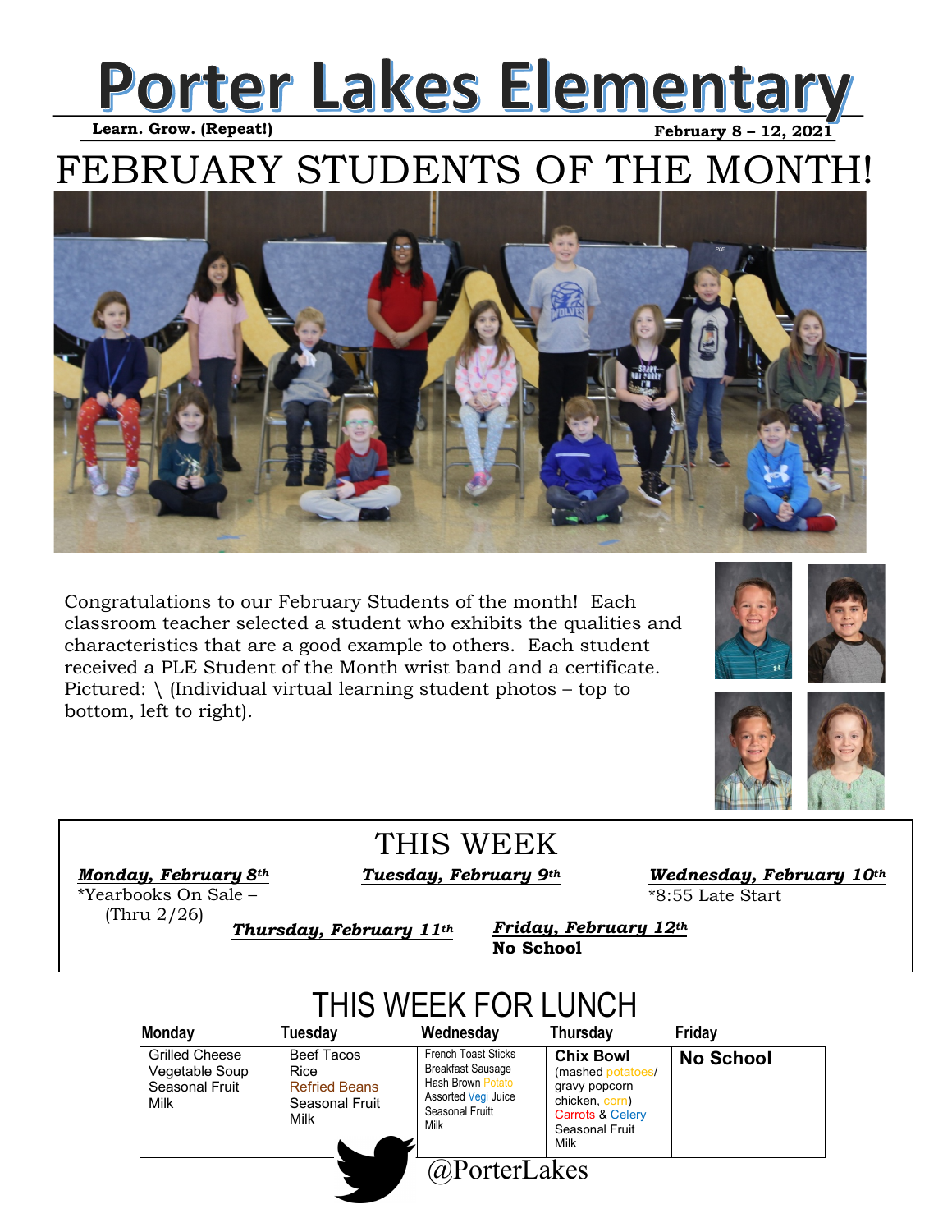# Porter Lakes Elementary

**Learn. Grow. (Repeat!)** **February 8 – 12, 2021**

## FEBRUARY STUDENTS OF THE MONTH!

Congratulations to our February Students of the month! Each classroom teacher selected a student who exhibits the qualities and characteristics that are a good example to others. Each student received a PLE Student of the Month wrist band and a certificate. Pictured: \ (Individual virtual learning student photos – top to bottom, left to right).

## THIS WEEK

***Monday, February 8th***
*Yearbooks On Sale – (Thru 2/26)

***Tuesday, February 9th***

***Wednesday, February 10th***
*8:55 Late Start

***Thursday, February 11th***

***Friday, February 12th***
**No School**

## THIS WEEK FOR LUNCH

| Monday | Tuesday | Wednesday | Thursday | Friday |
|---|---|---|---|---|
| Grilled Cheese<br>Vegetable Soup<br>Seasonal Fruit<br>Milk | Beef Tacos<br>Rice<br>Refried Beans<br>Seasonal Fruit<br>Milk | French Toast Sticks<br>Breakfast Sausage<br>Hash Brown Potato<br>Assorted Vegi Juice<br>Seasonal Fruitt<br>Milk | **Chix Bowl**<br>(mashed potatoes/ gravy popcorn chicken, corn)<br>Carrots & Celery<br>Seasonal Fruit<br>Milk | **No School** |

@PorterLakes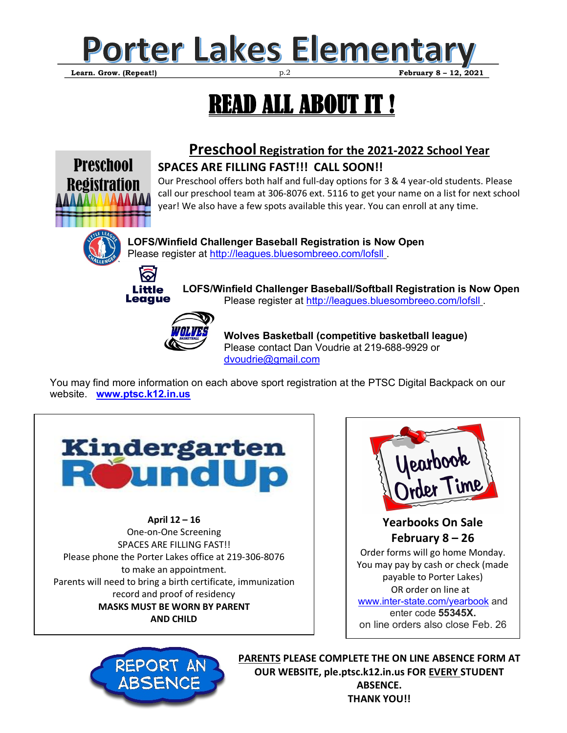# Porter Lakes Elementary

**Learn. Grow. (Repeat!)** **February 8 – 12, 2021**

# READ ALL ABOUT IT !

## Preschool Registration for the 2021-2022 School Year

**SPACES ARE FILLING FAST!!! CALL SOON!!**

Our Preschool offers both half and full-day options for 3 & 4 year-old students. Please call our preschool team at 306-8076 ext. 5116 to get your name on a list for next school year! We also have a few spots available this year. You can enroll at any time.

**LOFS/Winfield Challenger Baseball Registration is Now Open**
Please register at http://leagues.bluesombreeo.com/lofsll .

**LOFS/Winfield Challenger Baseball/Softball Registration is Now Open**
Please register at http://leagues.bluesombreeo.com/lofsll .

**Wolves Basketball (competitive basketball league)**
Please contact Dan Voudrie at 219-688-9929 or dvoudrie@gmail.com

You may find more information on each above sport registration at the PTSC Digital Backpack on our website. **www.ptsc.k12.in.us**

## Kindergarten RoundUp

**April 12 – 16**
One-on-One Screening
SPACES ARE FILLING FAST!!
Please phone the Porter Lakes office at 219-306-8076 to make an appointment.
Parents will need to bring a birth certificate, immunization record and proof of residency
**MASKS MUST BE WORN BY PARENT AND CHILD**

## Yearbook Order Time

**Yearbooks On Sale**
**February 8 – 26**
Order forms will go home Monday. You may pay by cash or check (made payable to Porter Lakes)
OR order on line at www.inter-state.com/yearbook and enter code **55345X.**
on line orders also close Feb. 26

## REPORT AN ABSENCE

**PARENTS PLEASE COMPLETE THE ON LINE ABSENCE FORM AT OUR WEBSITE, ple.ptsc.k12.in.us FOR EVERY STUDENT ABSENCE.**
**THANK YOU!!**